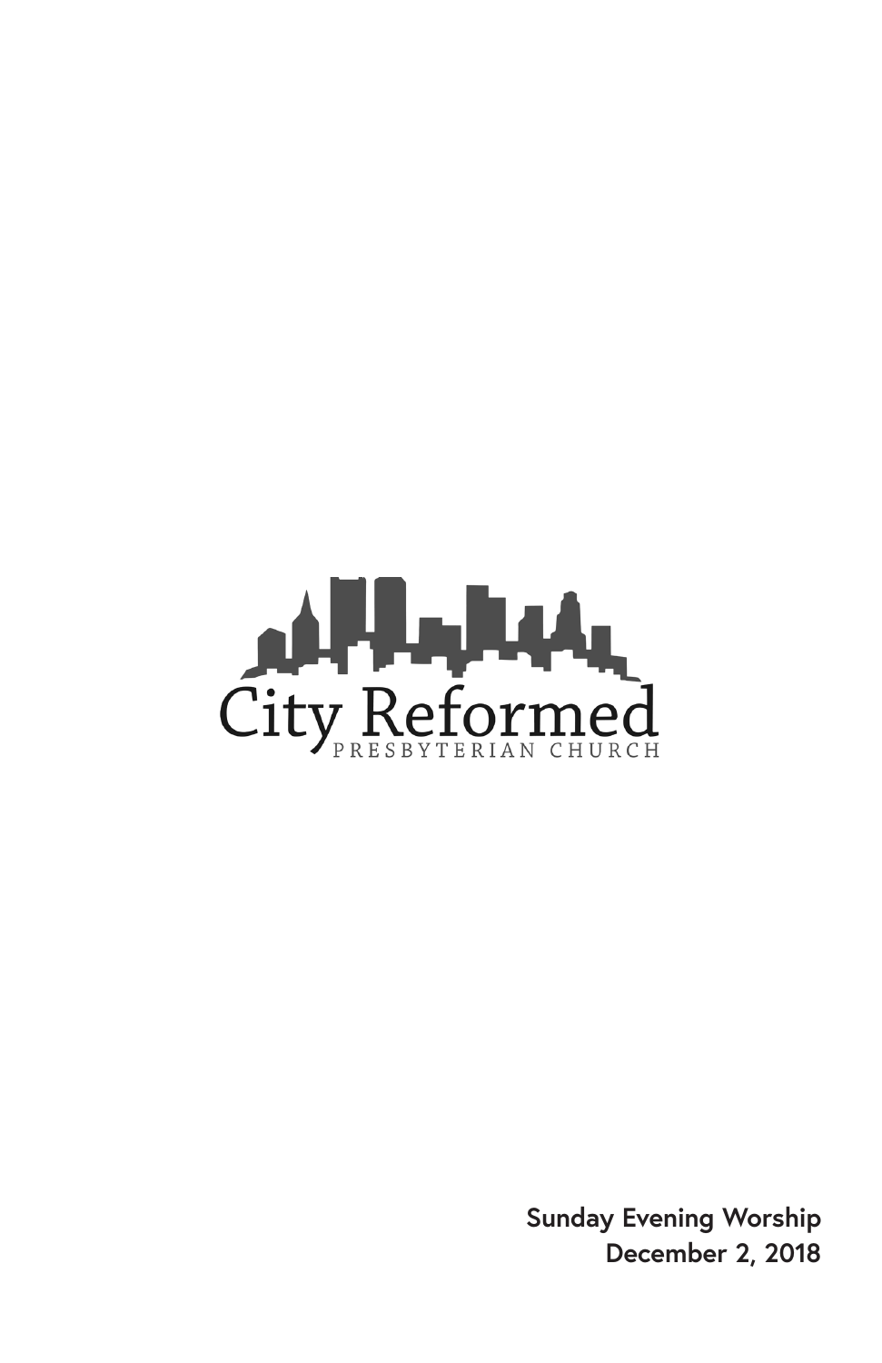City Reformed

PRESBYTERIAN CHURCH

**Sunday Evening Worship**
**December 2, 2018**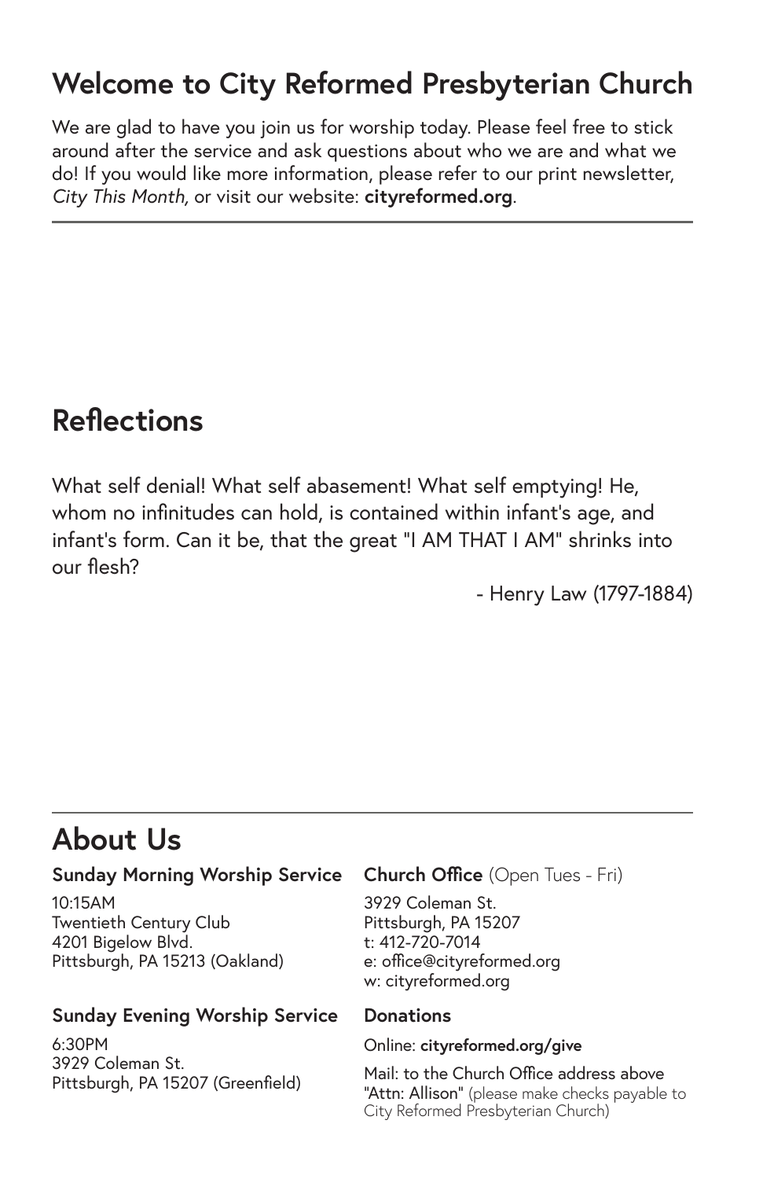## Welcome to City Reformed Presbyterian Church

We are glad to have you join us for worship today. Please feel free to stick around after the service and ask questions about who we are and what we do! If you would like more information, please refer to our print newsletter, *City This Month,* or visit our website: **cityreformed.org**.

---

## Reflections

What self denial! What self abasement! What self emptying! He, whom no infinitudes can hold, is contained within infant's age, and infant's form. Can it be, that the great "I AM THAT I AM" shrinks into our flesh?

- Henry Law (1797-1884)

---

## About Us

### Sunday Morning Worship Service

10:15AM
Twentieth Century Club
4201 Bigelow Blvd.
Pittsburgh, PA 15213 (Oakland)

### Sunday Evening Worship Service

6:30PM
3929 Coleman St.
Pittsburgh, PA 15207 (Greenfield)

### Church Office (Open Tues - Fri)

3929 Coleman St.
Pittsburgh, PA 15207
t: 412-720-7014
e: office@cityreformed.org
w: cityreformed.org

### Donations

Online: **cityreformed.org/give**

Mail: to the Church Office address above "Attn: Allison" (please make checks payable to City Reformed Presbyterian Church)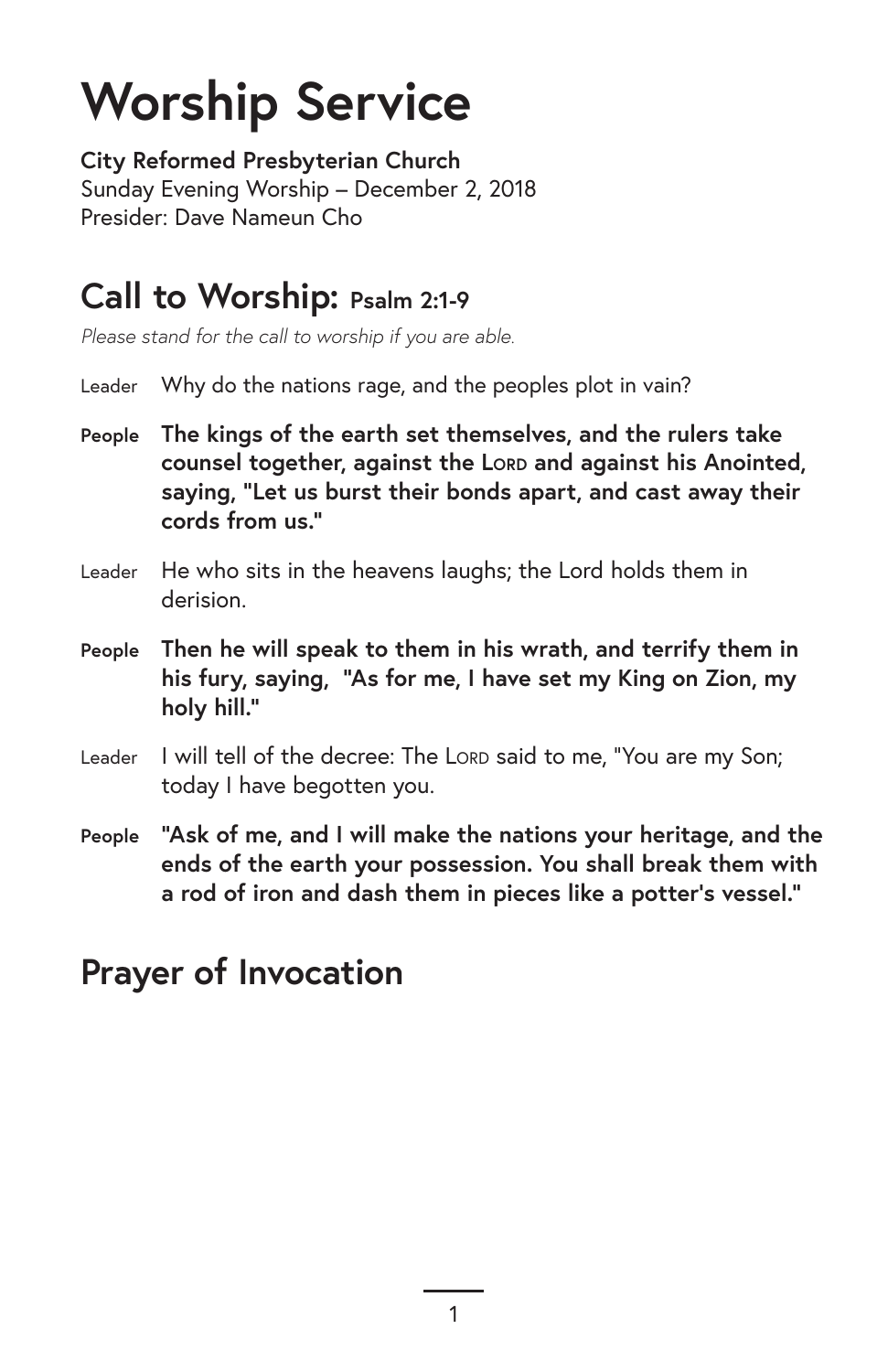# Worship Service

**City Reformed Presbyterian Church**
Sunday Evening Worship – December 2, 2018
Presider: Dave Nameun Cho

## Call to Worship: Psalm 2:1-9

*Please stand for the call to worship if you are able.*

Leader Why do the nations rage, and the peoples plot in vain?

**People The kings of the earth set themselves, and the rulers take counsel together, against the LORD and against his Anointed, saying, "Let us burst their bonds apart, and cast away their cords from us."**

Leader He who sits in the heavens laughs; the Lord holds them in derision.

**People Then he will speak to them in his wrath, and terrify them in his fury, saying, "As for me, I have set my King on Zion, my holy hill."**

Leader I will tell of the decree: The LORD said to me, "You are my Son; today I have begotten you.

**People "Ask of me, and I will make the nations your heritage, and the ends of the earth your possession. You shall break them with a rod of iron and dash them in pieces like a potter's vessel."**

## Prayer of Invocation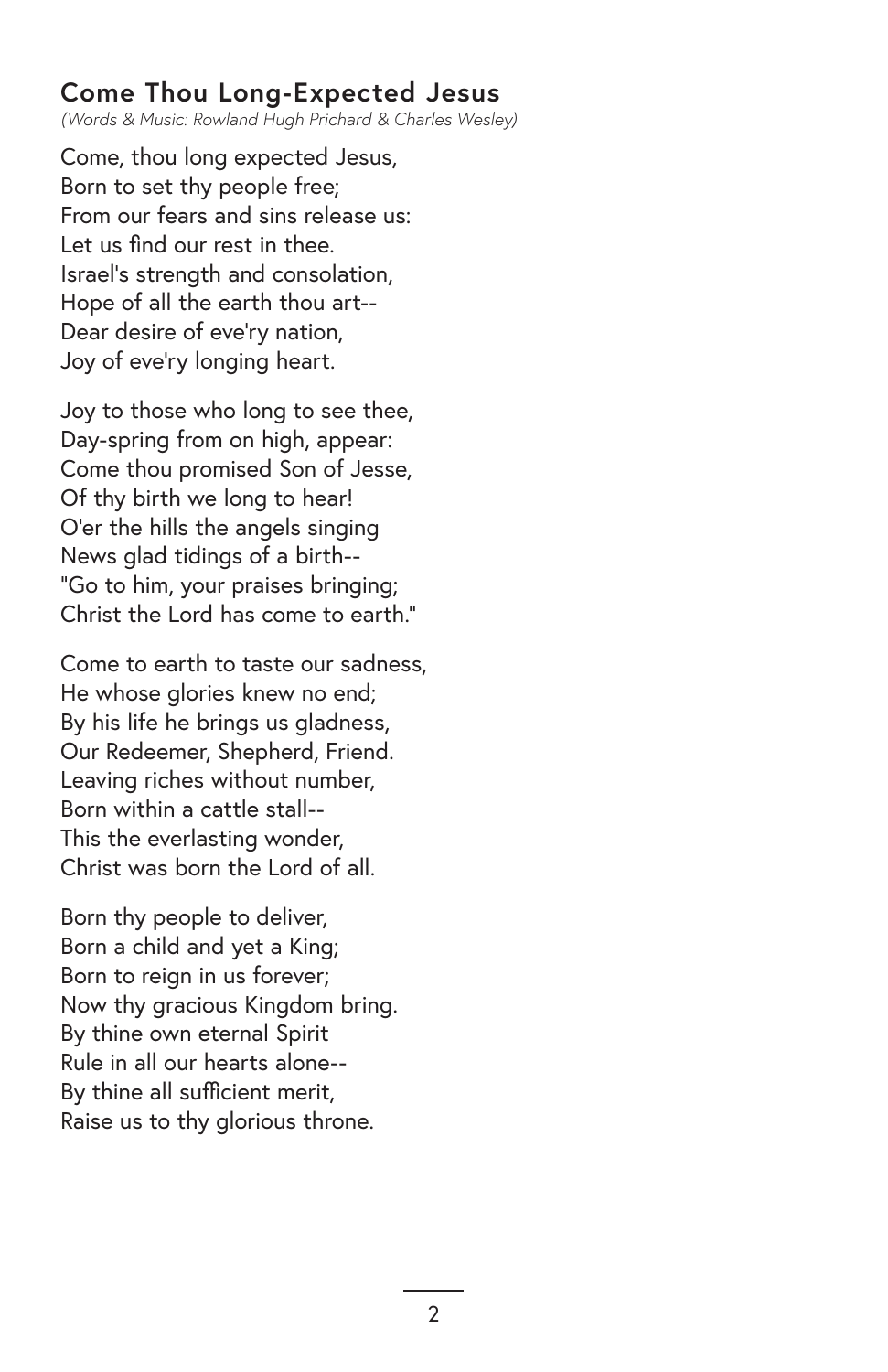## Come Thou Long-Expected Jesus

*(Words & Music: Rowland Hugh Prichard & Charles Wesley)*

Come, thou long expected Jesus,
Born to set thy people free;
From our fears and sins release us:
Let us find our rest in thee.
Israel's strength and consolation,
Hope of all the earth thou art--
Dear desire of eve'ry nation,
Joy of eve'ry longing heart.

Joy to those who long to see thee,
Day-spring from on high, appear:
Come thou promised Son of Jesse,
Of thy birth we long to hear!
O'er the hills the angels singing
News glad tidings of a birth--
"Go to him, your praises bringing;
Christ the Lord has come to earth."

Come to earth to taste our sadness,
He whose glories knew no end;
By his life he brings us gladness,
Our Redeemer, Shepherd, Friend.
Leaving riches without number,
Born within a cattle stall--
This the everlasting wonder,
Christ was born the Lord of all.

Born thy people to deliver,
Born a child and yet a King;
Born to reign in us forever;
Now thy gracious Kingdom bring.
By thine own eternal Spirit
Rule in all our hearts alone--
By thine all sufficient merit,
Raise us to thy glorious throne.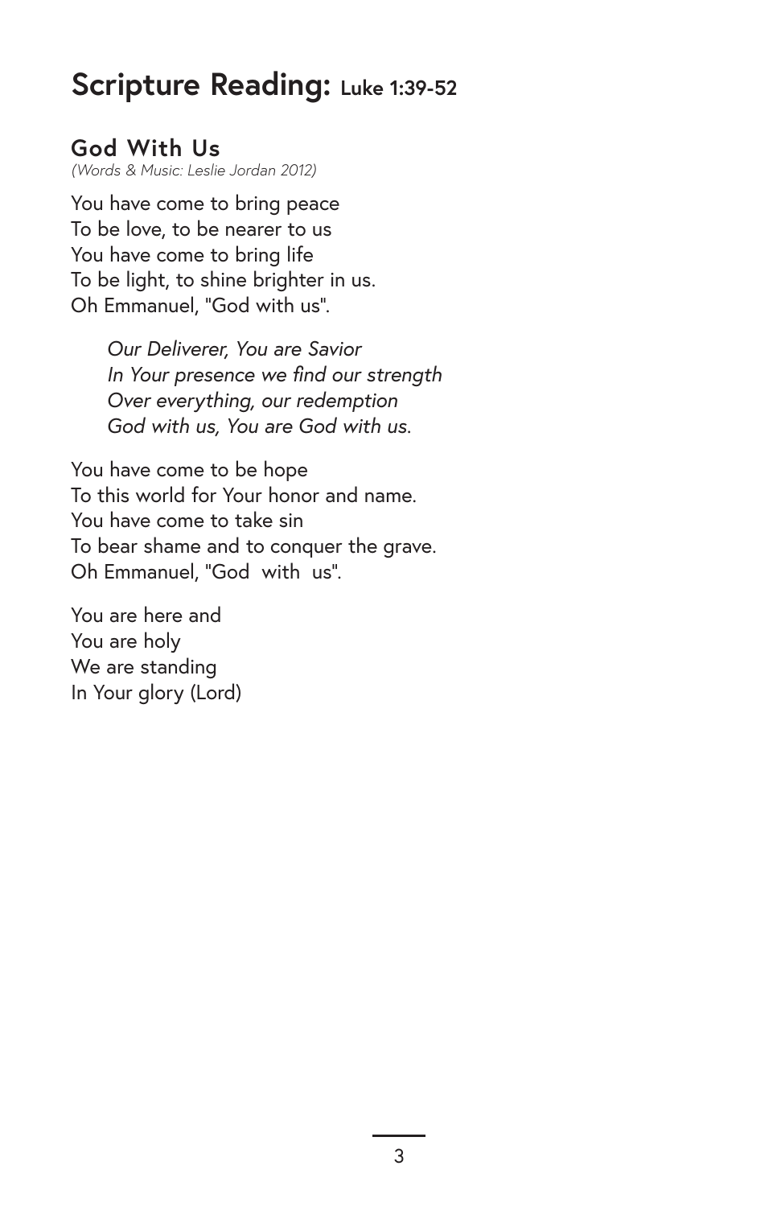# Scripture Reading: Luke 1:39-52

## God With Us

*(Words & Music: Leslie Jordan 2012)*

You have come to bring peace
To be love, to be nearer to us
You have come to bring life
To be light, to shine brighter in us.
Oh Emmanuel, "God with us".

> *Our Deliverer, You are Savior*
> *In Your presence we find our strength*
> *Over everything, our redemption*
> *God with us, You are God with us.*

You have come to be hope
To this world for Your honor and name.
You have come to take sin
To bear shame and to conquer the grave.
Oh Emmanuel, "God with us".

You are here and
You are holy
We are standing
In Your glory (Lord)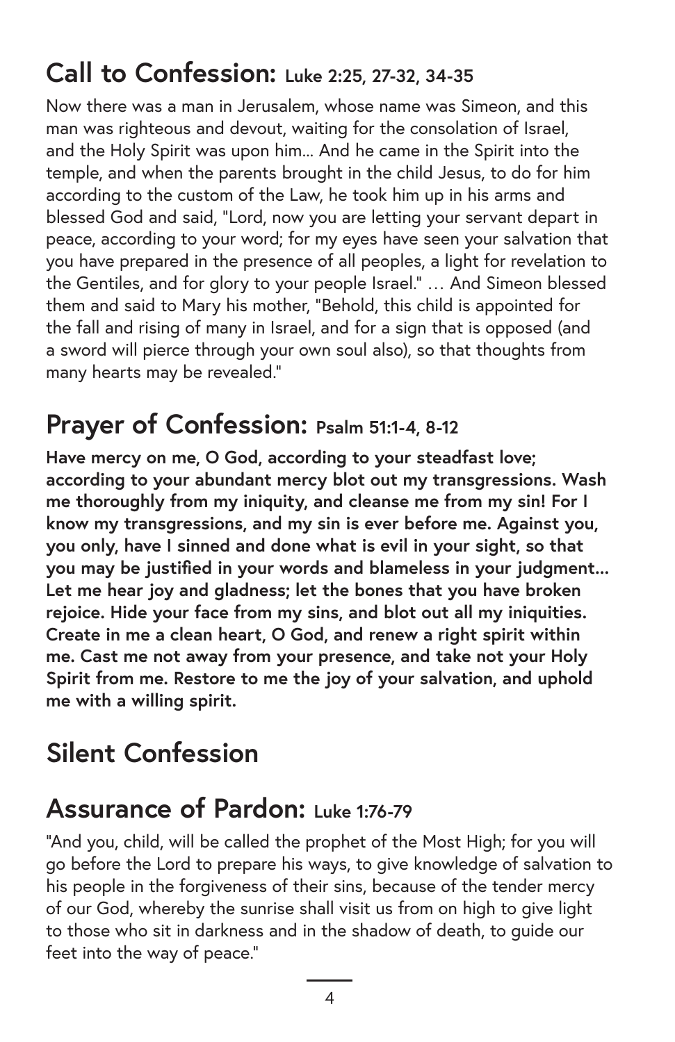## Call to Confession: Luke 2:25, 27-32, 34-35

Now there was a man in Jerusalem, whose name was Simeon, and this man was righteous and devout, waiting for the consolation of Israel, and the Holy Spirit was upon him... And he came in the Spirit into the temple, and when the parents brought in the child Jesus, to do for him according to the custom of the Law, he took him up in his arms and blessed God and said, "Lord, now you are letting your servant depart in peace, according to your word; for my eyes have seen your salvation that you have prepared in the presence of all peoples, a light for revelation to the Gentiles, and for glory to your people Israel." … And Simeon blessed them and said to Mary his mother, "Behold, this child is appointed for the fall and rising of many in Israel, and for a sign that is opposed (and a sword will pierce through your own soul also), so that thoughts from many hearts may be revealed."

## Prayer of Confession: Psalm 51:1-4, 8-12

**Have mercy on me, O God, according to your steadfast love; according to your abundant mercy blot out my transgressions. Wash me thoroughly from my iniquity, and cleanse me from my sin! For I know my transgressions, and my sin is ever before me. Against you, you only, have I sinned and done what is evil in your sight, so that you may be justified in your words and blameless in your judgment... Let me hear joy and gladness; let the bones that you have broken rejoice. Hide your face from my sins, and blot out all my iniquities. Create in me a clean heart, O God, and renew a right spirit within me. Cast me not away from your presence, and take not your Holy Spirit from me. Restore to me the joy of your salvation, and uphold me with a willing spirit.**

## Silent Confession

## Assurance of Pardon: Luke 1:76-79

"And you, child, will be called the prophet of the Most High; for you will go before the Lord to prepare his ways, to give knowledge of salvation to his people in the forgiveness of their sins, because of the tender mercy of our God, whereby the sunrise shall visit us from on high to give light to those who sit in darkness and in the shadow of death, to guide our feet into the way of peace."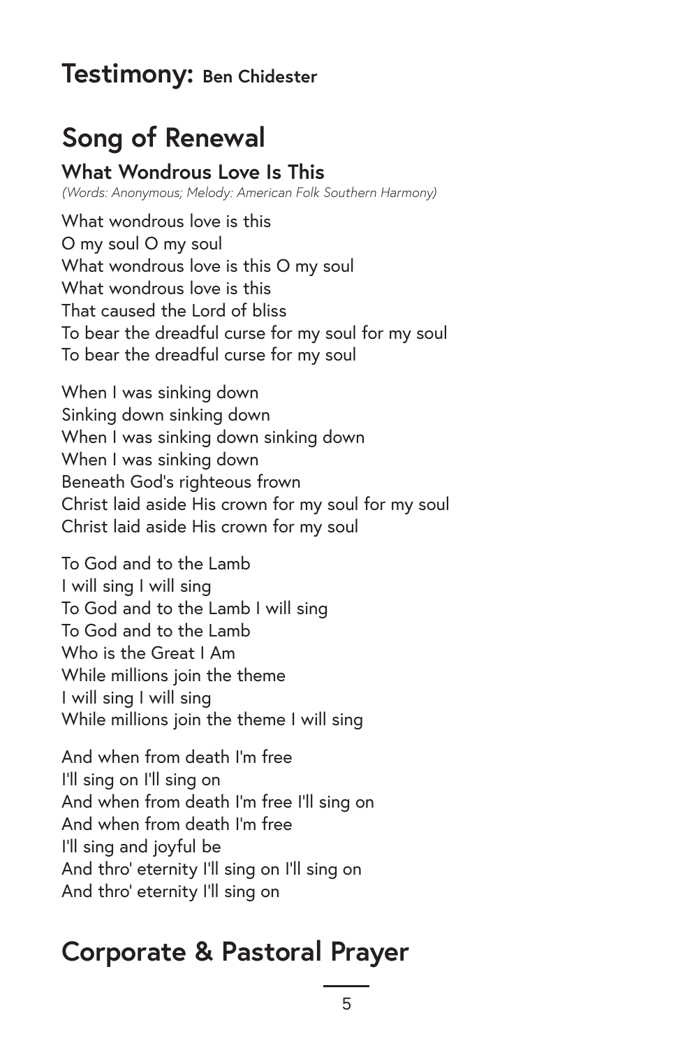## Testimony: Ben Chidester

## Song of Renewal

### What Wondrous Love Is This

*(Words: Anonymous; Melody: American Folk Southern Harmony)*

What wondrous love is this  
O my soul O my soul  
What wondrous love is this O my soul  
What wondrous love is this  
That caused the Lord of bliss  
To bear the dreadful curse for my soul for my soul  
To bear the dreadful curse for my soul

When I was sinking down  
Sinking down sinking down  
When I was sinking down sinking down  
When I was sinking down  
Beneath God's righteous frown  
Christ laid aside His crown for my soul for my soul  
Christ laid aside His crown for my soul

To God and to the Lamb  
I will sing I will sing  
To God and to the Lamb I will sing  
To God and to the Lamb  
Who is the Great I Am  
While millions join the theme  
I will sing I will sing  
While millions join the theme I will sing

And when from death I'm free  
I'll sing on I'll sing on  
And when from death I'm free I'll sing on  
And when from death I'm free  
I'll sing and joyful be  
And thro' eternity I'll sing on I'll sing on  
And thro' eternity I'll sing on

## Corporate & Pastoral Prayer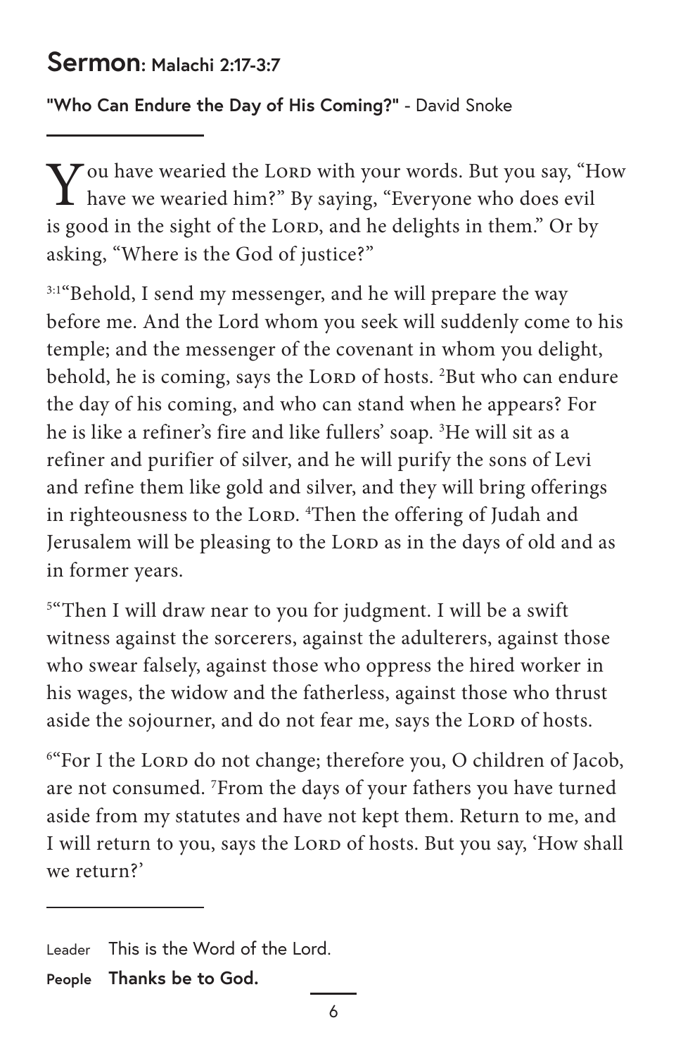## Sermon: Malachi 2:17-3:7

**"Who Can Endure the Day of His Coming?"** - David Snoke

---

You have wearied the LORD with your words. But you say, "How have we wearied him?" By saying, "Everyone who does evil is good in the sight of the LORD, and he delights in them." Or by asking, "Where is the God of justice?"

[3:1]"Behold, I send my messenger, and he will prepare the way before me. And the Lord whom you seek will suddenly come to his temple; and the messenger of the covenant in whom you delight, behold, he is coming, says the LORD of hosts. [2]But who can endure the day of his coming, and who can stand when he appears? For he is like a refiner's fire and like fullers' soap. [3]He will sit as a refiner and purifier of silver, and he will purify the sons of Levi and refine them like gold and silver, and they will bring offerings in righteousness to the LORD. [4]Then the offering of Judah and Jerusalem will be pleasing to the LORD as in the days of old and as in former years.

[5]"Then I will draw near to you for judgment. I will be a swift witness against the sorcerers, against the adulterers, against those who swear falsely, against those who oppress the hired worker in his wages, the widow and the fatherless, against those who thrust aside the sojourner, and do not fear me, says the LORD of hosts.

[6]"For I the LORD do not change; therefore you, O children of Jacob, are not consumed. [7]From the days of your fathers you have turned aside from my statutes and have not kept them. Return to me, and I will return to you, says the LORD of hosts. But you say, 'How shall we return?'

---

Leader This is the Word of the Lord.

**People Thanks be to God.**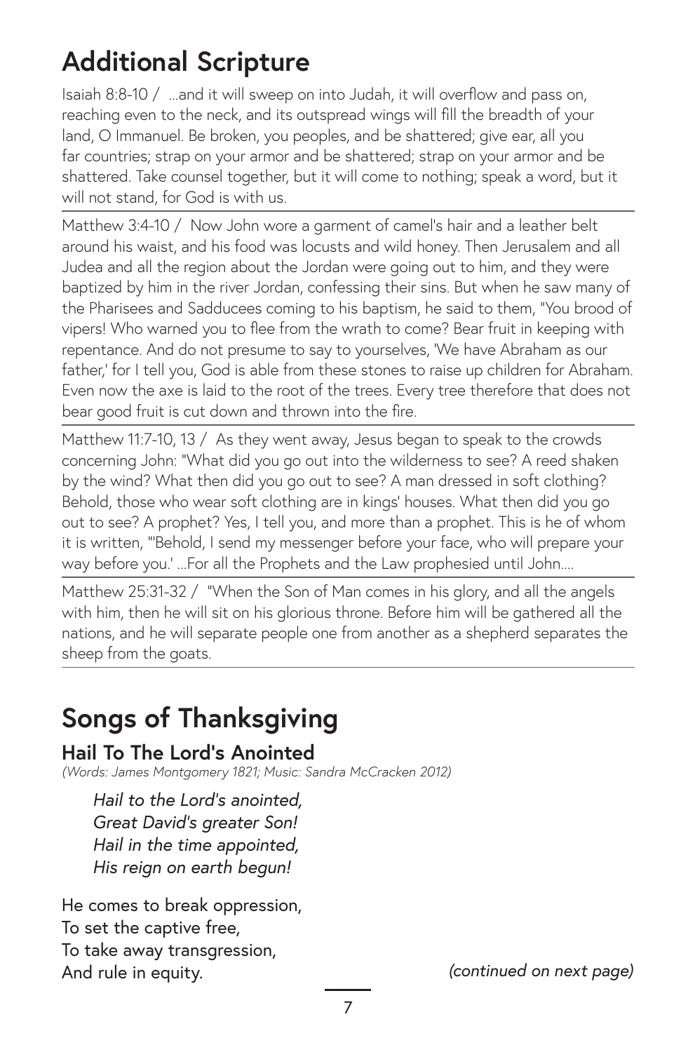## Additional Scripture

Isaiah 8:8-10 / ...and it will sweep on into Judah, it will overflow and pass on, reaching even to the neck, and its outspread wings will fill the breadth of your land, O Immanuel. Be broken, you peoples, and be shattered; give ear, all you far countries; strap on your armor and be shattered; strap on your armor and be shattered. Take counsel together, but it will come to nothing; speak a word, but it will not stand, for God is with us.

---

Matthew 3:4-10 / Now John wore a garment of camel's hair and a leather belt around his waist, and his food was locusts and wild honey. Then Jerusalem and all Judea and all the region about the Jordan were going out to him, and they were baptized by him in the river Jordan, confessing their sins. But when he saw many of the Pharisees and Sadducees coming to his baptism, he said to them, "You brood of vipers! Who warned you to flee from the wrath to come? Bear fruit in keeping with repentance. And do not presume to say to yourselves, 'We have Abraham as our father,' for I tell you, God is able from these stones to raise up children for Abraham. Even now the axe is laid to the root of the trees. Every tree therefore that does not bear good fruit is cut down and thrown into the fire.

---

Matthew 11:7-10, 13 / As they went away, Jesus began to speak to the crowds concerning John: "What did you go out into the wilderness to see? A reed shaken by the wind? What then did you go out to see? A man dressed in soft clothing? Behold, those who wear soft clothing are in kings' houses. What then did you go out to see? A prophet? Yes, I tell you, and more than a prophet. This is he of whom it is written, "'Behold, I send my messenger before your face, who will prepare your way before you.' ...For all the Prophets and the Law prophesied until John....

---

Matthew 25:31-32 / "When the Son of Man comes in his glory, and all the angels with him, then he will sit on his glorious throne. Before him will be gathered all the nations, and he will separate people one from another as a shepherd separates the sheep from the goats.

---

## Songs of Thanksgiving

### Hail To The Lord's Anointed

*(Words: James Montgomery 1821; Music: Sandra McCracken 2012)*

*Hail to the Lord's anointed,*
*Great David's greater Son!*
*Hail in the time appointed,*
*His reign on earth begun!*

He comes to break oppression,
To set the captive free,
To take away transgression,
And rule in equity.

*(continued on next page)*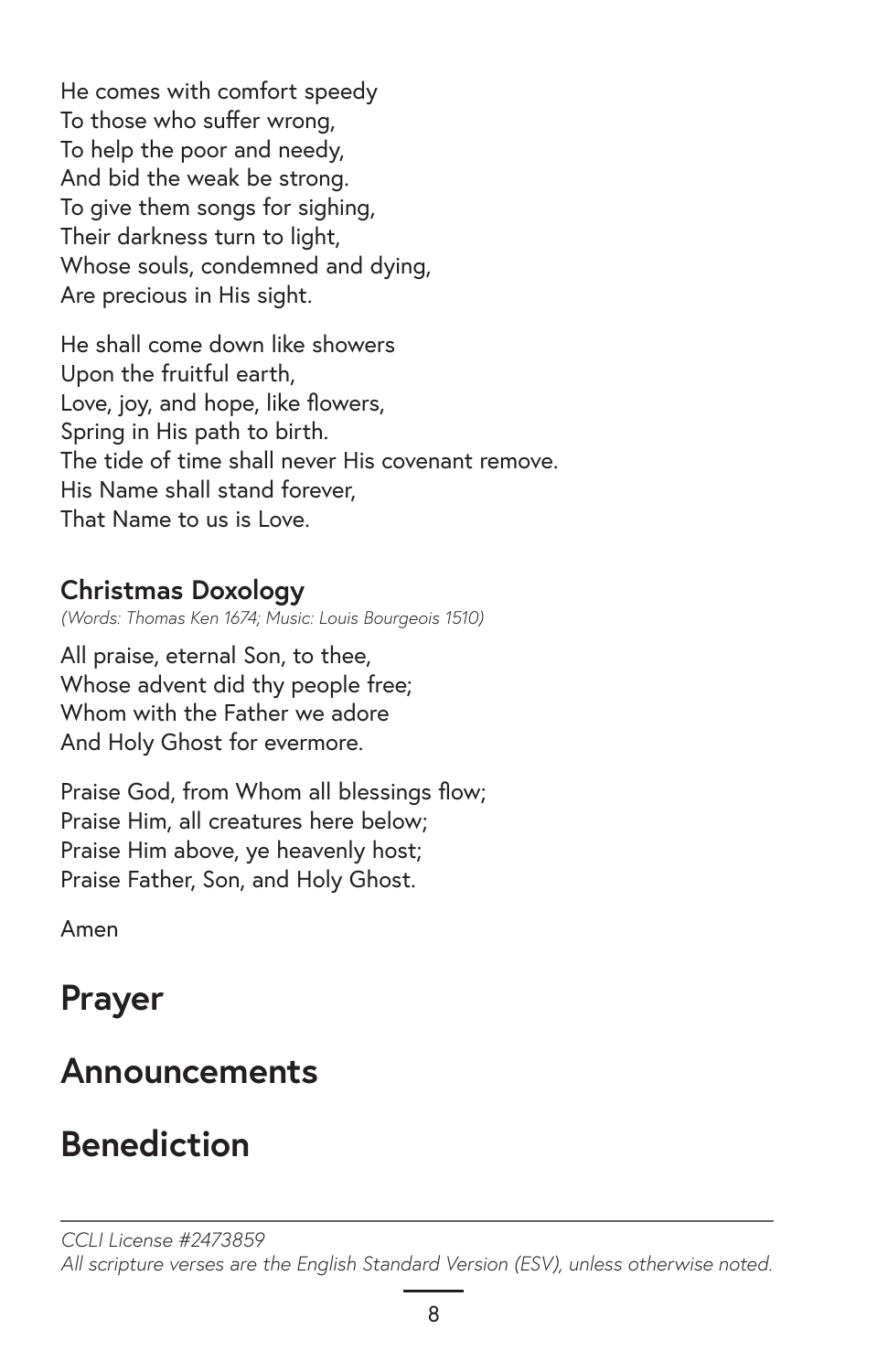He comes with comfort speedy
To those who suffer wrong,
To help the poor and needy,
And bid the weak be strong.
To give them songs for sighing,
Their darkness turn to light,
Whose souls, condemned and dying,
Are precious in His sight.

He shall come down like showers
Upon the fruitful earth,
Love, joy, and hope, like flowers,
Spring in His path to birth.
The tide of time shall never His covenant remove.
His Name shall stand forever,
That Name to us is Love.

### Christmas Doxology

*(Words: Thomas Ken 1674; Music: Louis Bourgeois 1510)*

All praise, eternal Son, to thee,
Whose advent did thy people free;
Whom with the Father we adore
And Holy Ghost for evermore.

Praise God, from Whom all blessings flow;
Praise Him, all creatures here below;
Praise Him above, ye heavenly host;
Praise Father, Son, and Holy Ghost.

Amen

## Prayer

## Announcements

## Benediction

---

*CCLI License #2473859*
*All scripture verses are the English Standard Version (ESV), unless otherwise noted.*